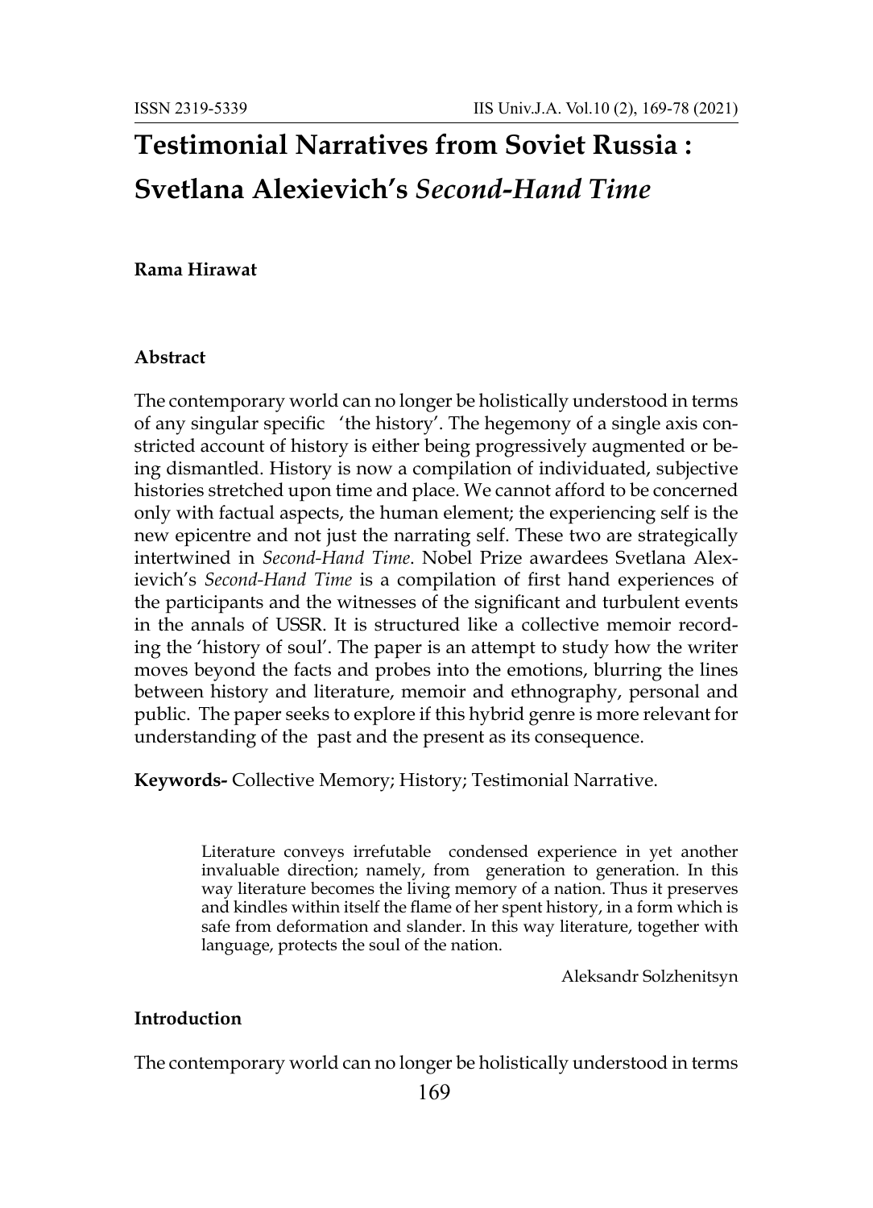# Testimonial Narratives from Soviet Russia : Svetlana Alexievich's *Second-Hand Time*

**Rama Hirawat**

### Abstract

The contemporary world can no longer be holistically understood in terms of any singular specific 'the history'. The hegemony of a single axis constricted account of history is either being progressively augmented or being dismantled. History is now a compilation of individuated, subjective histories stretched upon time and place. We cannot afford to be concerned only with factual aspects, the human element; the experiencing self is the new epicentre and not just the narrating self. These two are strategically intertwined in *Second-Hand Time*. Nobel Prize awardees Svetlana Alexievich's *Second-Hand Time* is a compilation of first hand experiences of the participants and the witnesses of the significant and turbulent events in the annals of USSR. It is structured like a collective memoir recording the 'history of soul'. The paper is an attempt to study how the writer moves beyond the facts and probes into the emotions, blurring the lines between history and literature, memoir and ethnography, personal and public. The paper seeks to explore if this hybrid genre is more relevant for understanding of the past and the present as its consequence.

**Keywords-** Collective Memory; History; Testimonial Narrative.

> Literature conveys irrefutable condensed experience in yet another invaluable direction; namely, from generation to generation. In this way literature becomes the living memory of a nation. Thus it preserves and kindles within itself the flame of her spent history, in a form which is safe from deformation and slander. In this way literature, together with language, protects the soul of the nation.
>
> Aleksandr Solzhenitsyn

### Introduction

The contemporary world can no longer be holistically understood in terms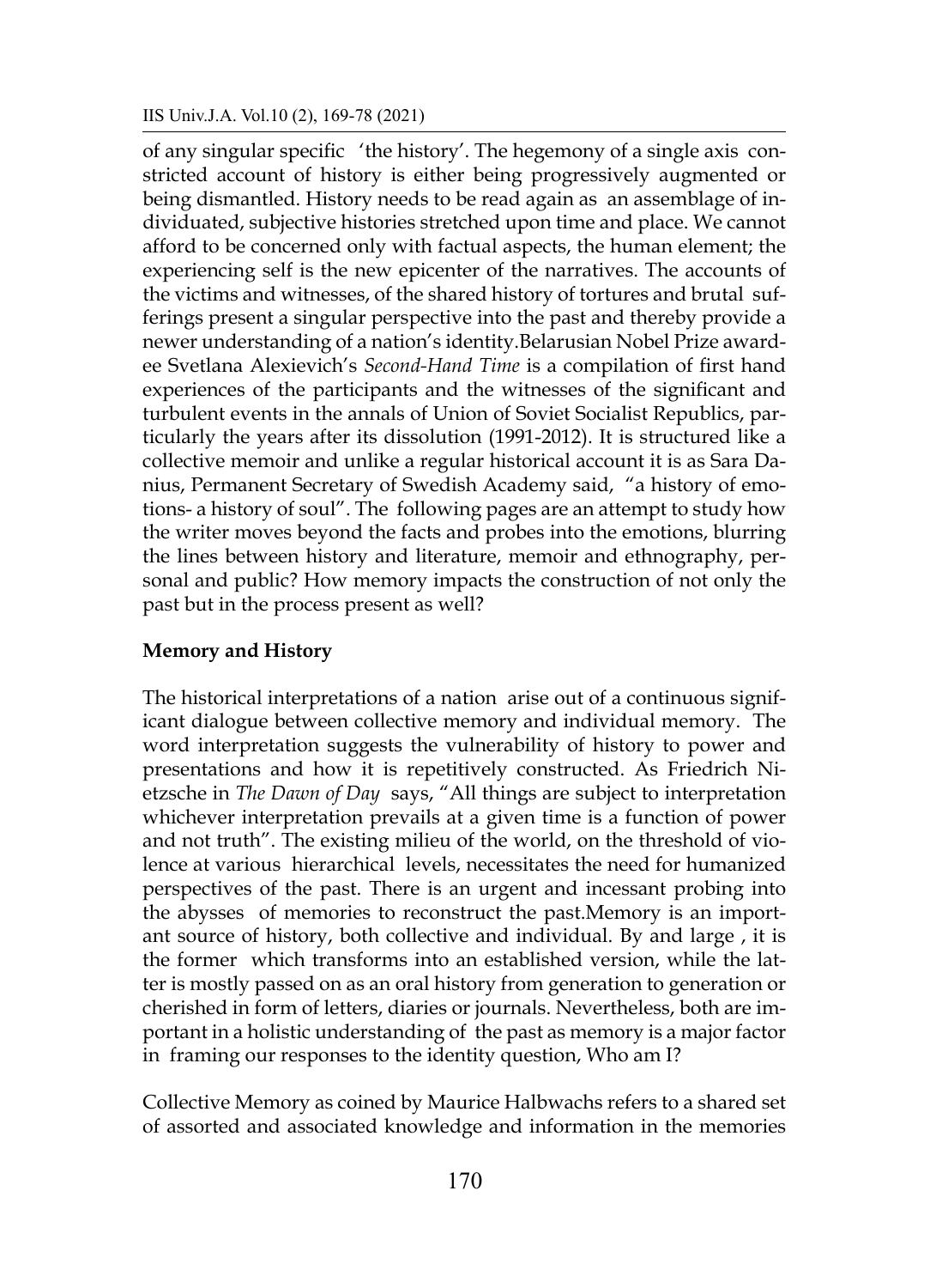of any singular specific 'the history'. The hegemony of a single axis constricted account of history is either being progressively augmented or being dismantled. History needs to be read again as an assemblage of individuated, subjective histories stretched upon time and place. We cannot afford to be concerned only with factual aspects, the human element; the experiencing self is the new epicenter of the narratives. The accounts of the victims and witnesses, of the shared history of tortures and brutal sufferings present a singular perspective into the past and thereby provide a newer understanding of a nation's identity.Belarusian Nobel Prize awardee Svetlana Alexievich's *Second-Hand Time* is a compilation of first hand experiences of the participants and the witnesses of the significant and turbulent events in the annals of Union of Soviet Socialist Republics, particularly the years after its dissolution (1991-2012). It is structured like a collective memoir and unlike a regular historical account it is as Sara Danius, Permanent Secretary of Swedish Academy said, "a history of emotions- a history of soul". The following pages are an attempt to study how the writer moves beyond the facts and probes into the emotions, blurring the lines between history and literature, memoir and ethnography, personal and public? How memory impacts the construction of not only the past but in the process present as well?

**Memory and History**

The historical interpretations of a nation arise out of a continuous significant dialogue between collective memory and individual memory. The word interpretation suggests the vulnerability of history to power and presentations and how it is repetitively constructed. As Friedrich Nietzsche in *The Dawn of Day* says, "All things are subject to interpretation whichever interpretation prevails at a given time is a function of power and not truth". The existing milieu of the world, on the threshold of violence at various hierarchical levels, necessitates the need for humanized perspectives of the past. There is an urgent and incessant probing into the abysses of memories to reconstruct the past.Memory is an important source of history, both collective and individual. By and large , it is the former which transforms into an established version, while the latter is mostly passed on as an oral history from generation to generation or cherished in form of letters, diaries or journals. Nevertheless, both are important in a holistic understanding of the past as memory is a major factor in framing our responses to the identity question, Who am I?

Collective Memory as coined by Maurice Halbwachs refers to a shared set of assorted and associated knowledge and information in the memories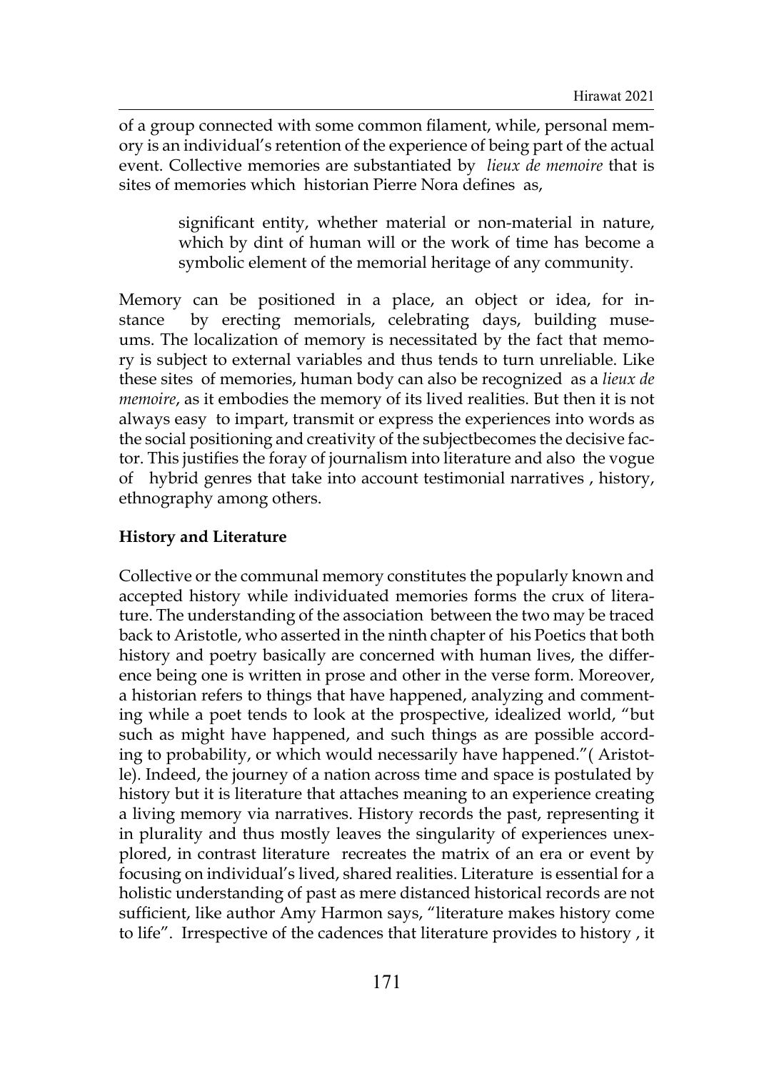of a group connected with some common filament, while, personal memory is an individual's retention of the experience of being part of the actual event. Collective memories are substantiated by *lieux de memoire* that is sites of memories which historian Pierre Nora defines as,

> significant entity, whether material or non-material in nature, which by dint of human will or the work of time has become a symbolic element of the memorial heritage of any community.

Memory can be positioned in a place, an object or idea, for instance by erecting memorials, celebrating days, building museums. The localization of memory is necessitated by the fact that memory is subject to external variables and thus tends to turn unreliable. Like these sites of memories, human body can also be recognized as a *lieux de memoire*, as it embodies the memory of its lived realities. But then it is not always easy to impart, transmit or express the experiences into words as the social positioning and creativity of the subjectbecomes the decisive factor. This justifies the foray of journalism into literature and also the vogue of hybrid genres that take into account testimonial narratives , history, ethnography among others.

**History and Literature**

Collective or the communal memory constitutes the popularly known and accepted history while individuated memories forms the crux of literature. The understanding of the association between the two may be traced back to Aristotle, who asserted in the ninth chapter of his Poetics that both history and poetry basically are concerned with human lives, the difference being one is written in prose and other in the verse form. Moreover, a historian refers to things that have happened, analyzing and commenting while a poet tends to look at the prospective, idealized world, "but such as might have happened, and such things as are possible according to probability, or which would necessarily have happened."( Aristotle). Indeed, the journey of a nation across time and space is postulated by history but it is literature that attaches meaning to an experience creating a living memory via narratives. History records the past, representing it in plurality and thus mostly leaves the singularity of experiences unexplored, in contrast literature recreates the matrix of an era or event by focusing on individual's lived, shared realities. Literature is essential for a holistic understanding of past as mere distanced historical records are not sufficient, like author Amy Harmon says, "literature makes history come to life". Irrespective of the cadences that literature provides to history , it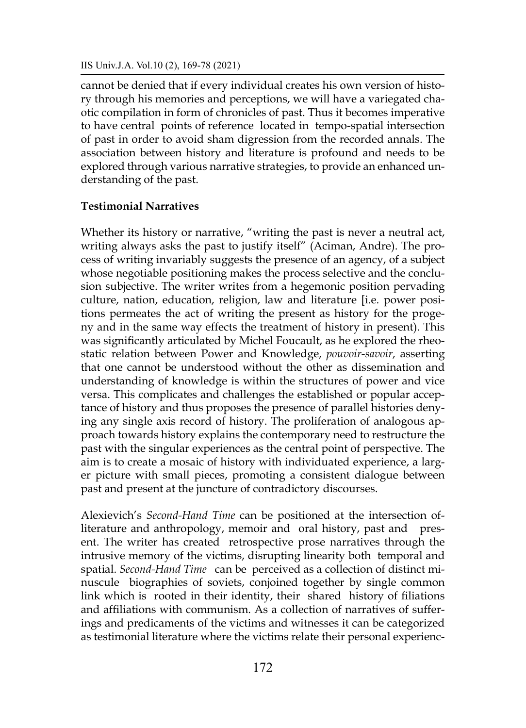cannot be denied that if every individual creates his own version of history through his memories and perceptions, we will have a variegated chaotic compilation in form of chronicles of past. Thus it becomes imperative to have central points of reference located in tempo-spatial intersection of past in order to avoid sham digression from the recorded annals. The association between history and literature is profound and needs to be explored through various narrative strategies, to provide an enhanced understanding of the past.

**Testimonial Narratives**

Whether its history or narrative, "writing the past is never a neutral act, writing always asks the past to justify itself" (Aciman, Andre). The process of writing invariably suggests the presence of an agency, of a subject whose negotiable positioning makes the process selective and the conclusion subjective. The writer writes from a hegemonic position pervading culture, nation, education, religion, law and literature [i.e. power positions permeates the act of writing the present as history for the progeny and in the same way effects the treatment of history in present). This was significantly articulated by Michel Foucault, as he explored the rheostatic relation between Power and Knowledge, *pouvoir-savoir*, asserting that one cannot be understood without the other as dissemination and understanding of knowledge is within the structures of power and vice versa. This complicates and challenges the established or popular acceptance of history and thus proposes the presence of parallel histories denying any single axis record of history. The proliferation of analogous approach towards history explains the contemporary need to restructure the past with the singular experiences as the central point of perspective. The aim is to create a mosaic of history with individuated experience, a larger picture with small pieces, promoting a consistent dialogue between past and present at the juncture of contradictory discourses.

Alexievich's *Second-Hand Time* can be positioned at the intersection ofliterature and anthropology, memoir and oral history, past and present. The writer has created retrospective prose narratives through the intrusive memory of the victims, disrupting linearity both temporal and spatial. *Second-Hand Time* can be perceived as a collection of distinct minuscule biographies of soviets, conjoined together by single common link which is rooted in their identity, their shared history of filiations and affiliations with communism. As a collection of narratives of sufferings and predicaments of the victims and witnesses it can be categorized as testimonial literature where the victims relate their personal experienc-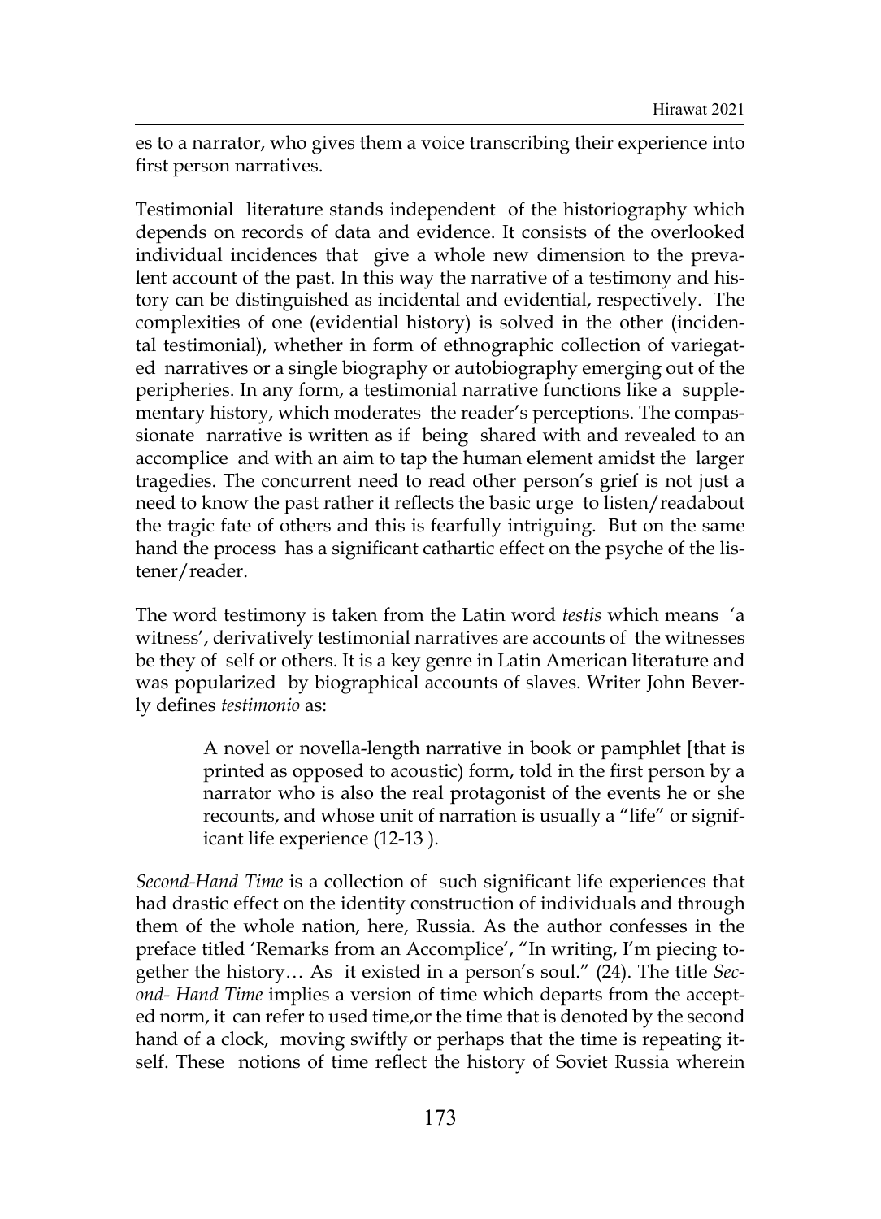es to a narrator, who gives them a voice transcribing their experience into first person narratives.

Testimonial literature stands independent of the historiography which depends on records of data and evidence. It consists of the overlooked individual incidences that give a whole new dimension to the prevalent account of the past. In this way the narrative of a testimony and history can be distinguished as incidental and evidential, respectively. The complexities of one (evidential history) is solved in the other (incidental testimonial), whether in form of ethnographic collection of variegated narratives or a single biography or autobiography emerging out of the peripheries. In any form, a testimonial narrative functions like a supplementary history, which moderates the reader's perceptions. The compassionate narrative is written as if being shared with and revealed to an accomplice and with an aim to tap the human element amidst the larger tragedies. The concurrent need to read other person's grief is not just a need to know the past rather it reflects the basic urge to listen/readabout the tragic fate of others and this is fearfully intriguing. But on the same hand the process has a significant cathartic effect on the psyche of the listener/reader.

The word testimony is taken from the Latin word *testis* which means 'a witness', derivatively testimonial narratives are accounts of the witnesses be they of self or others. It is a key genre in Latin American literature and was popularized by biographical accounts of slaves. Writer John Beverly defines *testimonio* as:

> A novel or novella-length narrative in book or pamphlet [that is printed as opposed to acoustic) form, told in the first person by a narrator who is also the real protagonist of the events he or she recounts, and whose unit of narration is usually a "life" or significant life experience (12-13 ).

*Second-Hand Time* is a collection of such significant life experiences that had drastic effect on the identity construction of individuals and through them of the whole nation, here, Russia. As the author confesses in the preface titled 'Remarks from an Accomplice', "In writing, I'm piecing together the history… As it existed in a person's soul." (24). The title *Second- Hand Time* implies a version of time which departs from the accepted norm, it can refer to used time,or the time that is denoted by the second hand of a clock, moving swiftly or perhaps that the time is repeating itself. These notions of time reflect the history of Soviet Russia wherein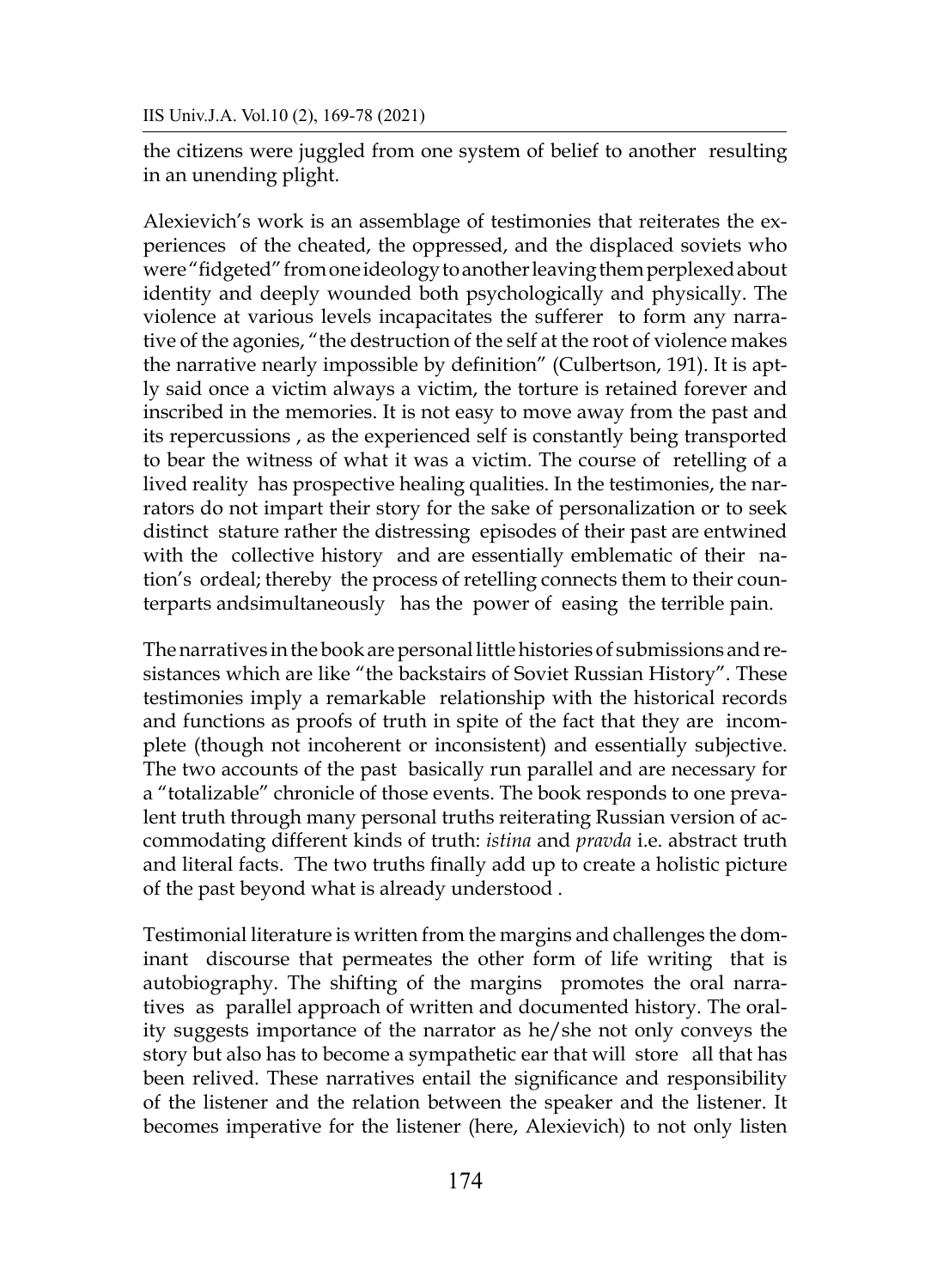the citizens were juggled from one system of belief to another resulting in an unending plight.

Alexievich's work is an assemblage of testimonies that reiterates the experiences of the cheated, the oppressed, and the displaced soviets who were "fidgeted" from one ideology to another leaving them perplexed about identity and deeply wounded both psychologically and physically. The violence at various levels incapacitates the sufferer to form any narrative of the agonies, "the destruction of the self at the root of violence makes the narrative nearly impossible by definition" (Culbertson, 191). It is aptly said once a victim always a victim, the torture is retained forever and inscribed in the memories. It is not easy to move away from the past and its repercussions , as the experienced self is constantly being transported to bear the witness of what it was a victim. The course of retelling of a lived reality has prospective healing qualities. In the testimonies, the narrators do not impart their story for the sake of personalization or to seek distinct stature rather the distressing episodes of their past are entwined with the collective history and are essentially emblematic of their nation's ordeal; thereby the process of retelling connects them to their counterparts andsimultaneously has the power of easing the terrible pain.

The narratives in the book are personal little histories of submissions and resistances which are like "the backstairs of Soviet Russian History". These testimonies imply a remarkable relationship with the historical records and functions as proofs of truth in spite of the fact that they are incomplete (though not incoherent or inconsistent) and essentially subjective. The two accounts of the past basically run parallel and are necessary for a "totalizable" chronicle of those events. The book responds to one prevalent truth through many personal truths reiterating Russian version of accommodating different kinds of truth: *istina* and *pravda* i.e. abstract truth and literal facts. The two truths finally add up to create a holistic picture of the past beyond what is already understood .

Testimonial literature is written from the margins and challenges the dominant discourse that permeates the other form of life writing that is autobiography. The shifting of the margins promotes the oral narratives as parallel approach of written and documented history. The orality suggests importance of the narrator as he/she not only conveys the story but also has to become a sympathetic ear that will store all that has been relived. These narratives entail the significance and responsibility of the listener and the relation between the speaker and the listener. It becomes imperative for the listener (here, Alexievich) to not only listen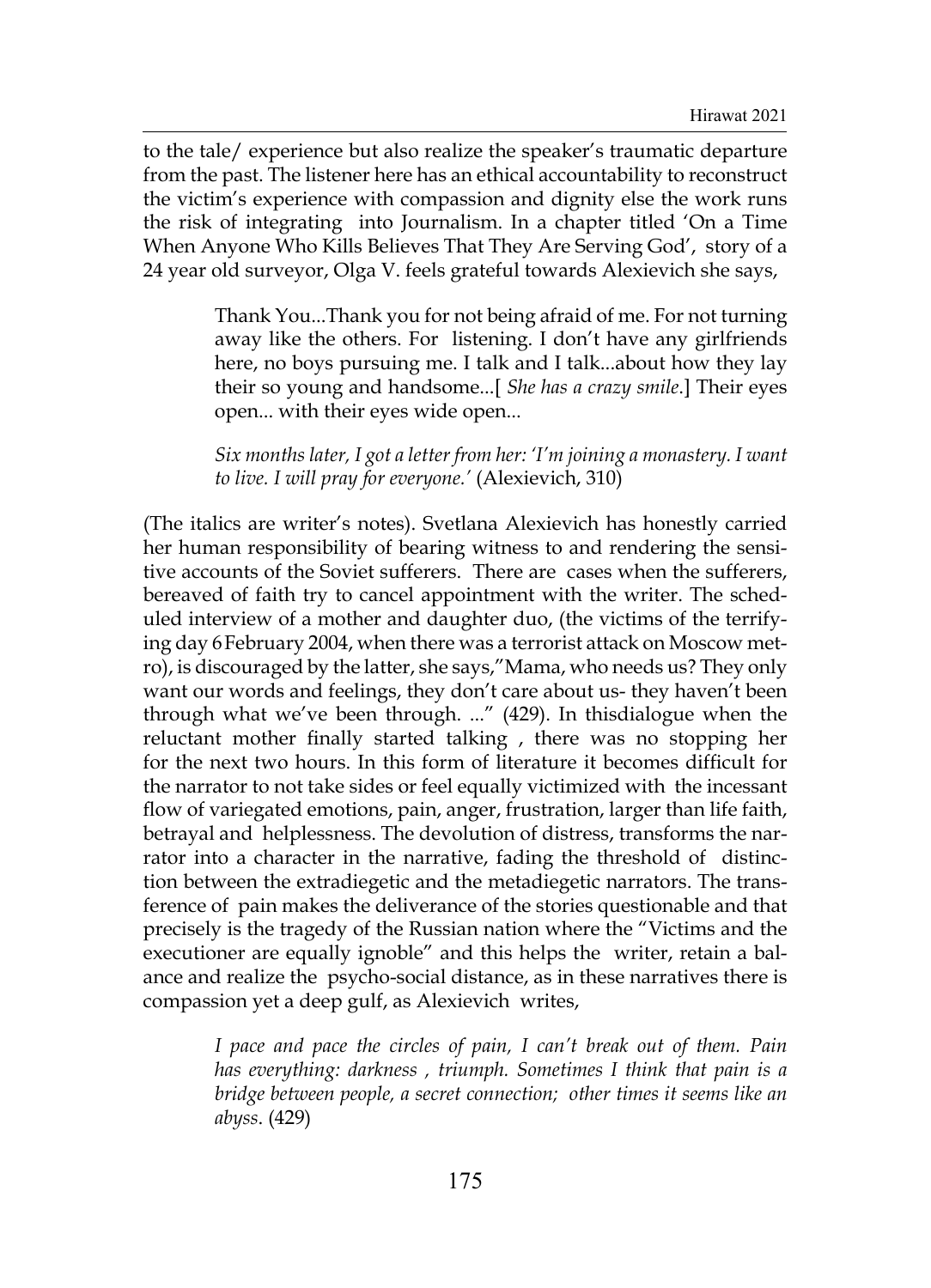to the tale/ experience but also realize the speaker's traumatic departure from the past. The listener here has an ethical accountability to reconstruct the victim's experience with compassion and dignity else the work runs the risk of integrating into Journalism. In a chapter titled 'On a Time When Anyone Who Kills Believes That They Are Serving God', story of a 24 year old surveyor, Olga V. feels grateful towards Alexievich she says,

> Thank You...Thank you for not being afraid of me. For not turning away like the others. For listening. I don't have any girlfriends here, no boys pursuing me. I talk and I talk...about how they lay their so young and handsome...[ *She has a crazy smile*.] Their eyes open... with their eyes wide open...
>
> *Six months later, I got a letter from her: 'I'm joining a monastery. I want to live. I will pray for everyone.'* (Alexievich, 310)

(The italics are writer's notes). Svetlana Alexievich has honestly carried her human responsibility of bearing witness to and rendering the sensitive accounts of the Soviet sufferers. There are cases when the sufferers, bereaved of faith try to cancel appointment with the writer. The scheduled interview of a mother and daughter duo, (the victims of the terrifying day 6 February 2004, when there was a terrorist attack on Moscow metro), is discouraged by the latter, she says,"Mama, who needs us? They only want our words and feelings, they don't care about us- they haven't been through what we've been through. ..." (429). In thisdialogue when the reluctant mother finally started talking , there was no stopping her for the next two hours. In this form of literature it becomes difficult for the narrator to not take sides or feel equally victimized with the incessant flow of variegated emotions, pain, anger, frustration, larger than life faith, betrayal and helplessness. The devolution of distress, transforms the narrator into a character in the narrative, fading the threshold of distinction between the extradiegetic and the metadiegetic narrators. The transference of pain makes the deliverance of the stories questionable and that precisely is the tragedy of the Russian nation where the "Victims and the executioner are equally ignoble" and this helps the writer, retain a balance and realize the psycho-social distance, as in these narratives there is compassion yet a deep gulf, as Alexievich writes,

> *I pace and pace the circles of pain, I can't break out of them. Pain has everything: darkness , triumph. Sometimes I think that pain is a bridge between people, a secret connection; other times it seems like an abyss*. (429)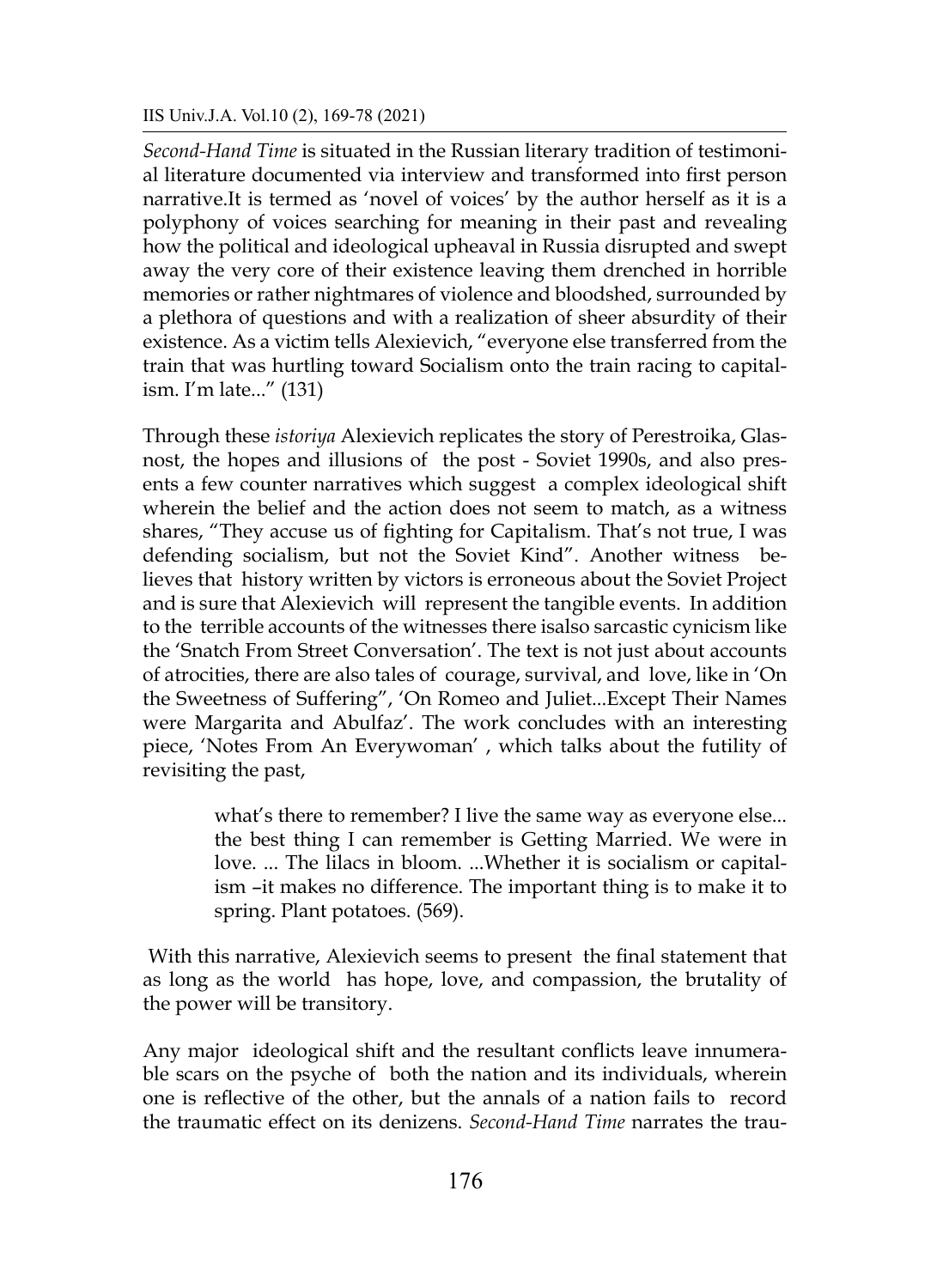*Second-Hand Time* is situated in the Russian literary tradition of testimonial literature documented via interview and transformed into first person narrative.It is termed as 'novel of voices' by the author herself as it is a polyphony of voices searching for meaning in their past and revealing how the political and ideological upheaval in Russia disrupted and swept away the very core of their existence leaving them drenched in horrible memories or rather nightmares of violence and bloodshed, surrounded by a plethora of questions and with a realization of sheer absurdity of their existence. As a victim tells Alexievich, "everyone else transferred from the train that was hurtling toward Socialism onto the train racing to capitalism. I'm late..." (131)

Through these *istoriya* Alexievich replicates the story of Perestroika, Glasnost, the hopes and illusions of the post - Soviet 1990s, and also presents a few counter narratives which suggest a complex ideological shift wherein the belief and the action does not seem to match, as a witness shares, "They accuse us of fighting for Capitalism. That's not true, I was defending socialism, but not the Soviet Kind". Another witness believes that history written by victors is erroneous about the Soviet Project and is sure that Alexievich will represent the tangible events. In addition to the terrible accounts of the witnesses there isalso sarcastic cynicism like the 'Snatch From Street Conversation'. The text is not just about accounts of atrocities, there are also tales of courage, survival, and love, like in 'On the Sweetness of Suffering", 'On Romeo and Juliet...Except Their Names were Margarita and Abulfaz'. The work concludes with an interesting piece, 'Notes From An Everywoman' , which talks about the futility of revisiting the past,

> what's there to remember? I live the same way as everyone else... the best thing I can remember is Getting Married. We were in love. ... The lilacs in bloom. ...Whether it is socialism or capitalism –it makes no difference. The important thing is to make it to spring. Plant potatoes. (569).

With this narrative, Alexievich seems to present the final statement that as long as the world has hope, love, and compassion, the brutality of the power will be transitory.

Any major ideological shift and the resultant conflicts leave innumerable scars on the psyche of both the nation and its individuals, wherein one is reflective of the other, but the annals of a nation fails to record the traumatic effect on its denizens. *Second-Hand Time* narrates the trau-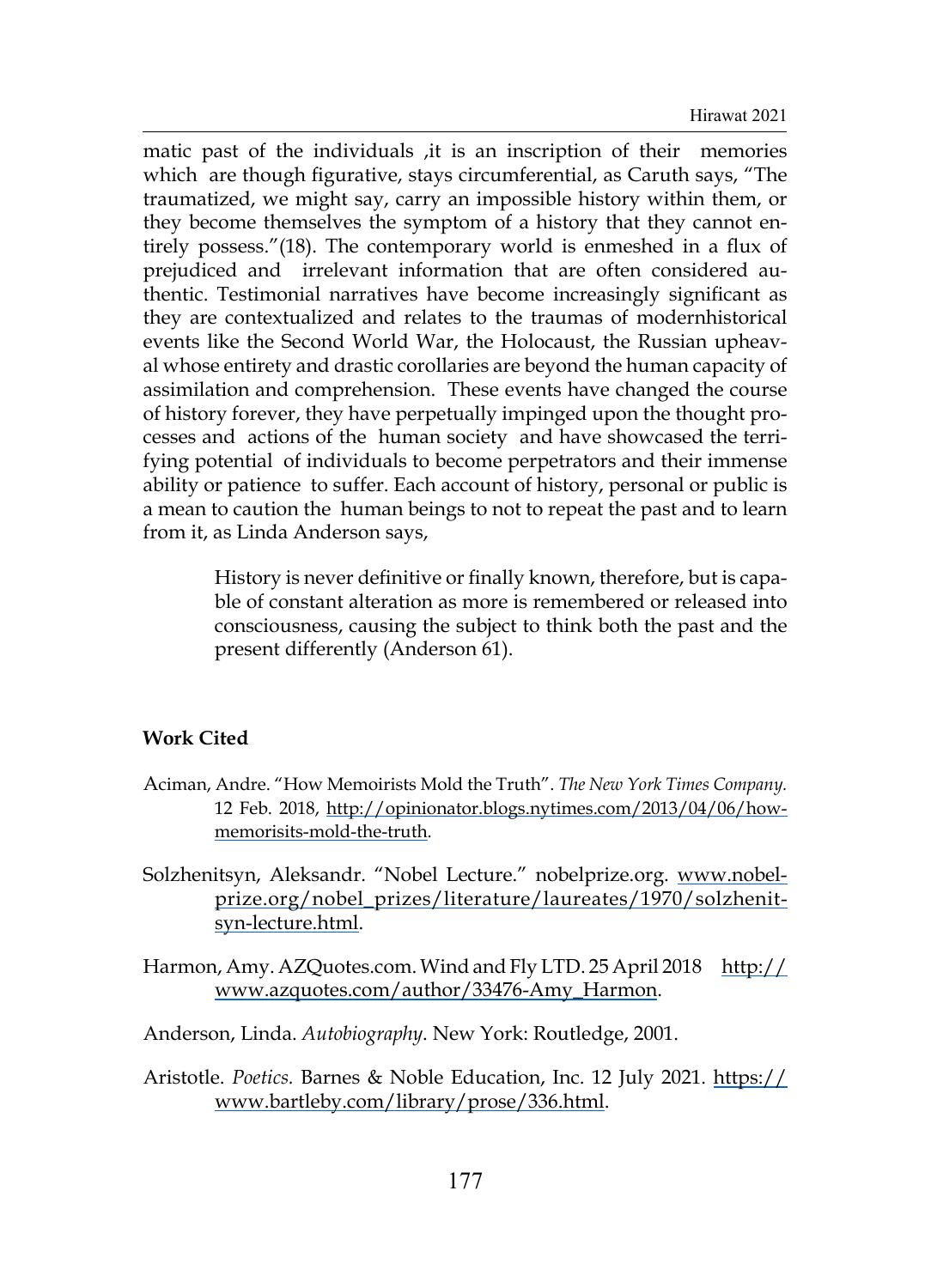matic past of the individuals ,it is an inscription of their memories which are though figurative, stays circumferential, as Caruth says, "The traumatized, we might say, carry an impossible history within them, or they become themselves the symptom of a history that they cannot entirely possess."(18). The contemporary world is enmeshed in a flux of prejudiced and irrelevant information that are often considered authentic. Testimonial narratives have become increasingly significant as they are contextualized and relates to the traumas of modernhistorical events like the Second World War, the Holocaust, the Russian upheaval whose entirety and drastic corollaries are beyond the human capacity of assimilation and comprehension. These events have changed the course of history forever, they have perpetually impinged upon the thought processes and actions of the human society and have showcased the terrifying potential of individuals to become perpetrators and their immense ability or patience to suffer. Each account of history, personal or public is a mean to caution the human beings to not to repeat the past and to learn from it, as Linda Anderson says,

> History is never definitive or finally known, therefore, but is capable of constant alteration as more is remembered or released into consciousness, causing the subject to think both the past and the present differently (Anderson 61).

**Work Cited**

Aciman, Andre. "How Memoirists Mold the Truth". *The New York Times Company.* 12 Feb. 2018, http://opinionator.blogs.nytimes.com/2013/04/06/how-memorisits-mold-the-truth.

Solzhenitsyn, Aleksandr. "Nobel Lecture." nobelprize.org. www.nobelprize.org/nobel_prizes/literature/laureates/1970/solzhenitsyn-lecture.html.

Harmon, Amy. AZQuotes.com. Wind and Fly LTD. 25 April 2018 http://www.azquotes.com/author/33476-Amy_Harmon.

Anderson, Linda. *Autobiography*. New York: Routledge, 2001.

Aristotle. *Poetics.* Barnes & Noble Education, Inc. 12 July 2021. https://www.bartleby.com/library/prose/336.html.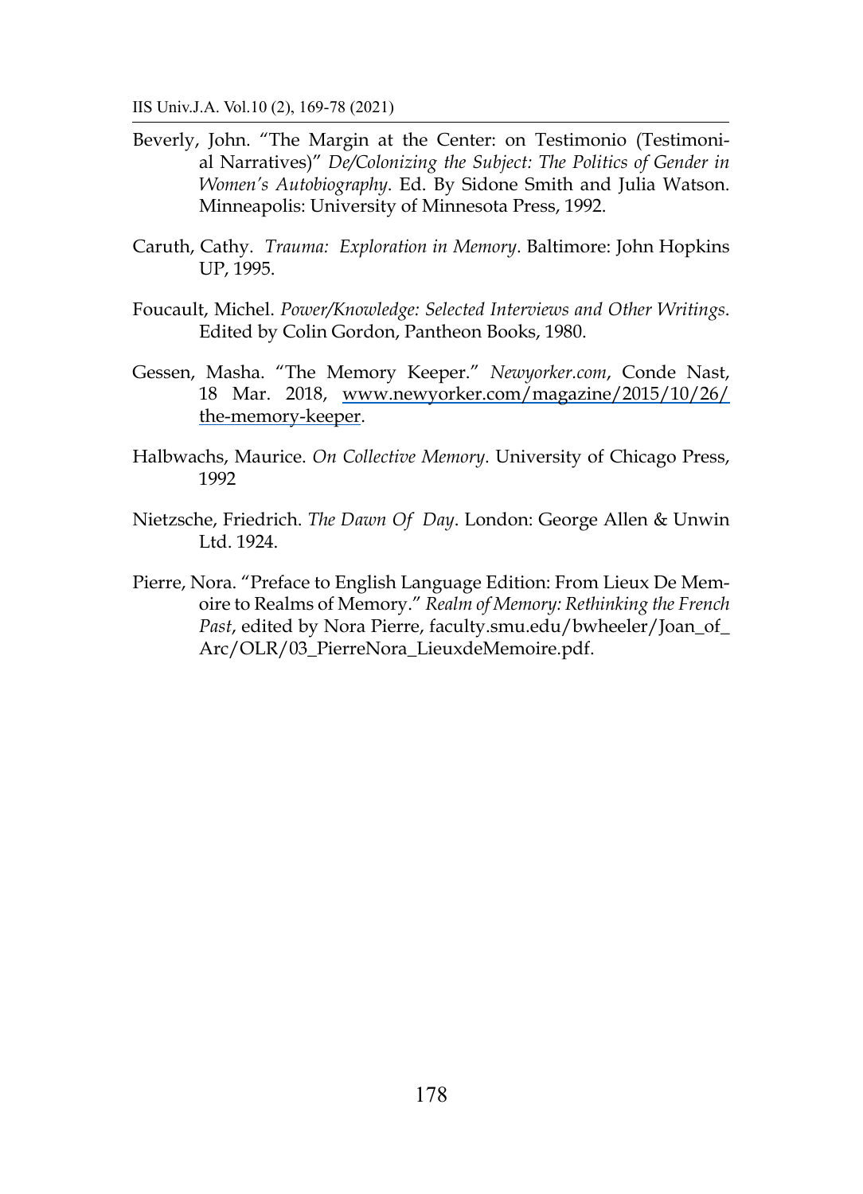Beverly, John. “The Margin at the Center: on Testimonio (Testimonial Narratives)” *De/Colonizing the Subject: The Politics of Gender in Women's Autobiography*. Ed. By Sidone Smith and Julia Watson. Minneapolis: University of Minnesota Press, 1992.

Caruth, Cathy. *Trauma: Exploration in Memory*. Baltimore: John Hopkins UP, 1995.

Foucault, Michel. *Power/Knowledge: Selected Interviews and Other Writings*. Edited by Colin Gordon, Pantheon Books, 1980.

Gessen, Masha. “The Memory Keeper.” *Newyorker.com*, Conde Nast, 18 Mar. 2018, www.newyorker.com/magazine/2015/10/26/the-memory-keeper.

Halbwachs, Maurice. *On Collective Memory*. University of Chicago Press, 1992

Nietzsche, Friedrich. *The Dawn Of Day*. London: George Allen & Unwin Ltd. 1924.

Pierre, Nora. “Preface to English Language Edition: From Lieux De Memoire to Realms of Memory.” *Realm of Memory: Rethinking the French Past*, edited by Nora Pierre, faculty.smu.edu/bwheeler/Joan_of_Arc/OLR/03_PierreNora_LieuxdeMemoire.pdf.